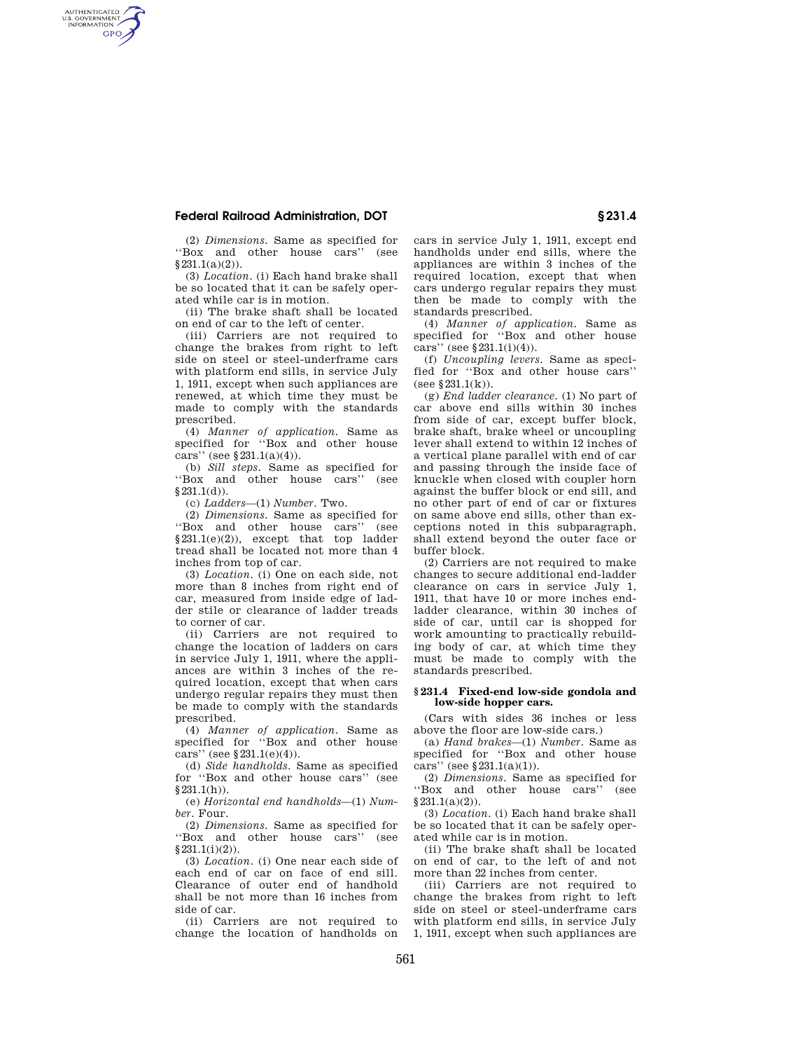(2) *Dimensions.* Same as specified for "Box and other house cars" (see §231.1(a)(2)).

(3) *Location.* (i) Each hand brake shall be so located that it can be safely operated while car is in motion.

(ii) The brake shaft shall be located on end of car to the left of center.

(iii) Carriers are not required to change the brakes from right to left side on steel or steel-underframe cars with platform end sills, in service July 1, 1911, except when such appliances are renewed, at which time they must be made to comply with the standards prescribed.

(4) *Manner of application.* Same as specified for "Box and other house cars" (see §231.1(a)(4)).

(b) *Sill steps.* Same as specified for "Box and other house cars" (see §231.1(d)).

(c) *Ladders*—(1) *Number.* Two.

(2) *Dimensions.* Same as specified for "Box and other house cars" (see §231.1(e)(2)), except that top ladder tread shall be located not more than 4 inches from top of car.

(3) *Location.* (i) One on each side, not more than 8 inches from right end of car, measured from inside edge of ladder stile or clearance of ladder treads to corner of car.

(ii) Carriers are not required to change the location of ladders on cars in service July 1, 1911, where the appliances are within 3 inches of the required location, except that when cars undergo regular repairs they must then be made to comply with the standards prescribed.

(4) *Manner of application.* Same as specified for "Box and other house cars" (see §231.1(e)(4)).

(d) *Side handholds.* Same as specified for "Box and other house cars" (see §231.1(h)).

(e) *Horizontal end handholds*—(1) *Number.* Four.

(2) *Dimensions.* Same as specified for "Box and other house cars" (see §231.1(i)(2)).

(3) *Location.* (i) One near each side of each end of car on face of end sill. Clearance of outer end of handhold shall be not more than 16 inches from side of car.

(ii) Carriers are not required to change the location of handholds on cars in service July 1, 1911, except end handholds under end sills, where the appliances are within 3 inches of the required location, except that when cars undergo regular repairs they must then be made to comply with the standards prescribed.

(4) *Manner of application.* Same as specified for "Box and other house cars" (see §231.1(i)(4)).

(f) *Uncoupling levers.* Same as specified for "Box and other house cars" (see §231.1(k)).

(g) *End ladder clearance.* (1) No part of car above end sills within 30 inches from side of car, except buffer block, brake shaft, brake wheel or uncoupling lever shall extend to within 12 inches of a vertical plane parallel with end of car and passing through the inside face of knuckle when closed with coupler horn against the buffer block or end sill, and no other part of end of car or fixtures on same above end sills, other than exceptions noted in this subparagraph, shall extend beyond the outer face or buffer block.

(2) Carriers are not required to make changes to secure additional end-ladder clearance on cars in service July 1, 1911, that have 10 or more inches end-ladder clearance, within 30 inches of side of car, until car is shopped for work amounting to practically rebuilding body of car, at which time they must be made to comply with the standards prescribed.

### §231.4 Fixed-end low-side gondola and low-side hopper cars.

(Cars with sides 36 inches or less above the floor are low-side cars.)

(a) *Hand brakes*—(1) *Number.* Same as specified for "Box and other house cars" (see §231.1(a)(1)).

(2) *Dimensions.* Same as specified for "Box and other house cars" (see §231.1(a)(2)).

(3) *Location.* (i) Each hand brake shall be so located that it can be safely operated while car is in motion.

(ii) The brake shaft shall be located on end of car, to the left of and not more than 22 inches from center.

(iii) Carriers are not required to change the brakes from right to left side on steel or steel-underframe cars with platform end sills, in service July 1, 1911, except when such appliances are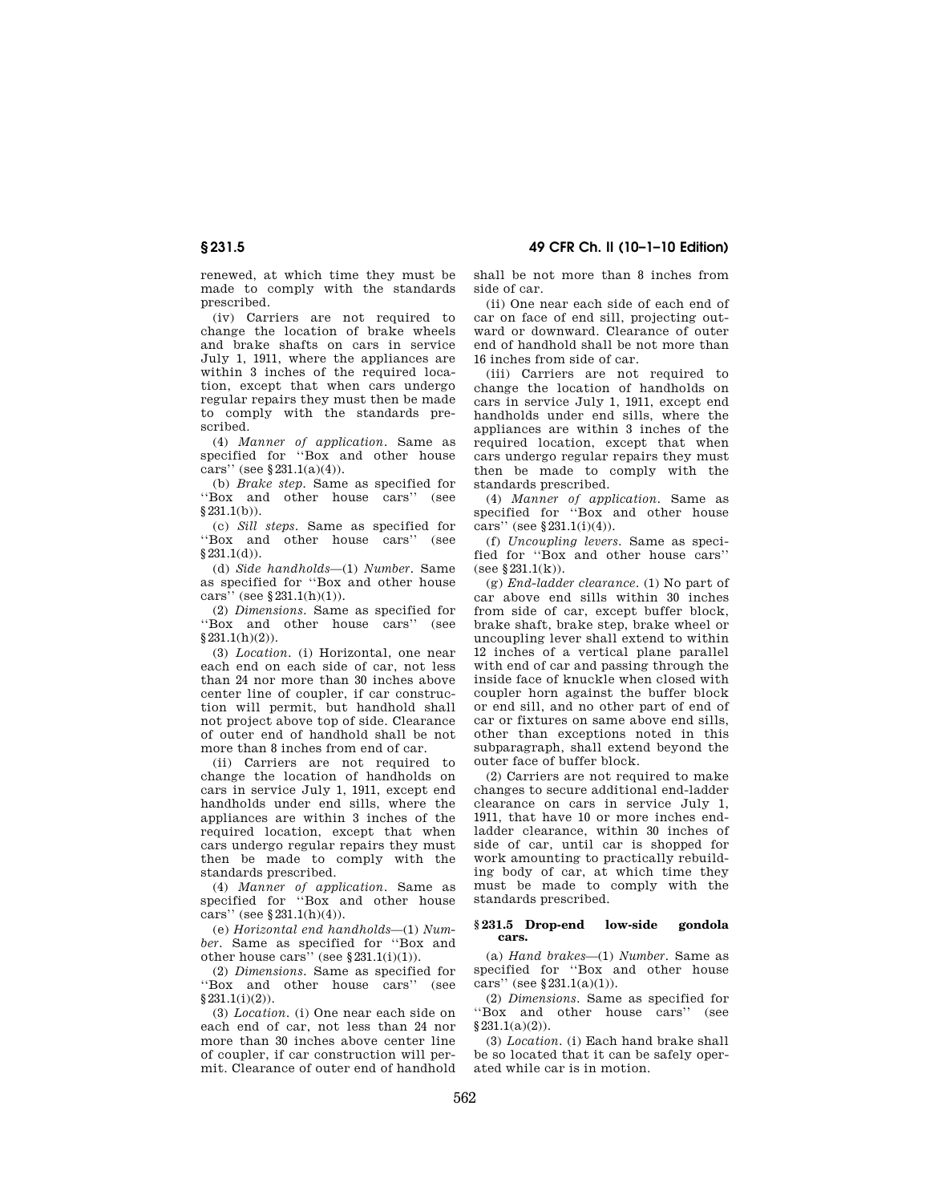renewed, at which time they must be made to comply with the standards prescribed.

(iv) Carriers are not required to change the location of brake wheels and brake shafts on cars in service July 1, 1911, where the appliances are within 3 inches of the required location, except that when cars undergo regular repairs they must then be made to comply with the standards prescribed.

(4) *Manner of application.* Same as specified for ''Box and other house cars'' (see §231.1(a)(4)).

(b) *Brake step.* Same as specified for ''Box and other house cars'' (see §231.1(b)).

(c) *Sill steps.* Same as specified for ''Box and other house cars'' (see §231.1(d)).

(d) *Side handholds*—(1) *Number.* Same as specified for ''Box and other house cars'' (see §231.1(h)(1)).

(2) *Dimensions.* Same as specified for ''Box and other house cars'' (see §231.1(h)(2)).

(3) *Location.* (i) Horizontal, one near each end on each side of car, not less than 24 nor more than 30 inches above center line of coupler, if car construction will permit, but handhold shall not project above top of side. Clearance of outer end of handhold shall be not more than 8 inches from end of car.

(ii) Carriers are not required to change the location of handholds on cars in service July 1, 1911, except end handholds under end sills, where the appliances are within 3 inches of the required location, except that when cars undergo regular repairs they must then be made to comply with the standards prescribed.

(4) *Manner of application.* Same as specified for ''Box and other house cars'' (see §231.1(h)(4)).

(e) *Horizontal end handholds*—(1) *Number.* Same as specified for ''Box and other house cars'' (see §231.1(i)(1)).

(2) *Dimensions.* Same as specified for ''Box and other house cars'' (see §231.1(i)(2)).

(3) *Location.* (i) One near each side on each end of car, not less than 24 nor more than 30 inches above center line of coupler, if car construction will permit. Clearance of outer end of handhold shall be not more than 8 inches from side of car.

(ii) One near each side of each end of car on face of end sill, projecting outward or downward. Clearance of outer end of handhold shall be not more than 16 inches from side of car.

(iii) Carriers are not required to change the location of handholds on cars in service July 1, 1911, except end handholds under end sills, where the appliances are within 3 inches of the required location, except that when cars undergo regular repairs they must then be made to comply with the standards prescribed.

(4) *Manner of application.* Same as specified for ''Box and other house cars'' (see §231.1(i)(4)).

(f) *Uncoupling levers.* Same as specified for ''Box and other house cars'' (see §231.1(k)).

(g) *End-ladder clearance.* (1) No part of car above end sills within 30 inches from side of car, except buffer block, brake shaft, brake step, brake wheel or uncoupling lever shall extend to within 12 inches of a vertical plane parallel with end of car and passing through the inside face of knuckle when closed with coupler horn against the buffer block or end sill, and no other part of end of car or fixtures on same above end sills, other than exceptions noted in this subparagraph, shall extend beyond the outer face of buffer block.

(2) Carriers are not required to make changes to secure additional end-ladder clearance on cars in service July 1, 1911, that have 10 or more inches end-ladder clearance, within 30 inches of side of car, until car is shopped for work amounting to practically rebuilding body of car, at which time they must be made to comply with the standards prescribed.

## §231.5 Drop-end low-side gondola cars.

(a) *Hand brakes*—(1) *Number.* Same as specified for ''Box and other house cars'' (see §231.1(a)(1)).

(2) *Dimensions.* Same as specified for ''Box and other house cars'' (see §231.1(a)(2)).

(3) *Location.* (i) Each hand brake shall be so located that it can be safely operated while car is in motion.